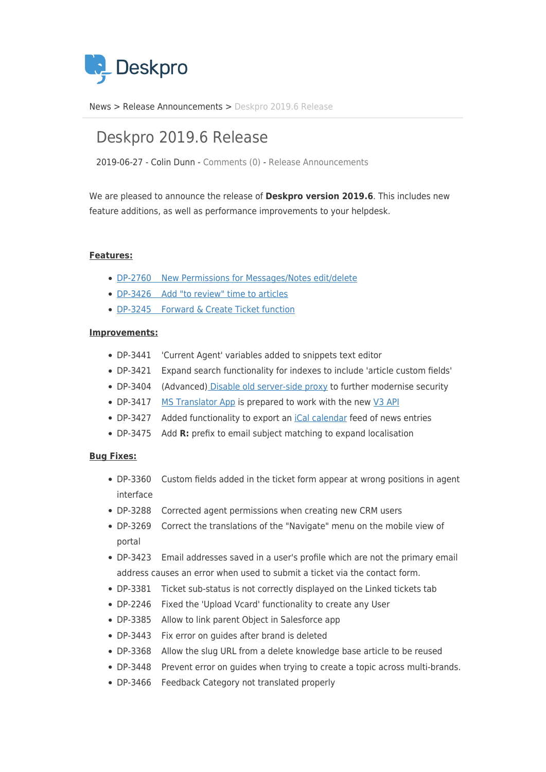Deskpro

News > Release Announcements > Deskpro 2019.6 Release

# Deskpro 2019.6 Release

2019-06-27 - Colin Dunn - Comments (0) - Release Announcements

We are pleased to announce the release of **Deskpro version 2019.6**. This includes new feature additions, as well as performance improvements to your helpdesk.

**Features:**

- DP-2760 New Permissions for Messages/Notes edit/delete
- DP-3426 Add "to review" time to articles
- DP-3245 Forward & Create Ticket function

**Improvements:**

- DP-3441 'Current Agent' variables added to snippets text editor
- DP-3421 Expand search functionality for indexes to include 'article custom fields'
- DP-3404 (Advanced) Disable old server-side proxy to further modernise security
- DP-3417 MS Translator App is prepared to work with the new V3 API
- DP-3427 Added functionality to export an iCal calendar feed of news entries
- DP-3475 Add **R:** prefix to email subject matching to expand localisation

**Bug Fixes:**

- DP-3360 Custom fields added in the ticket form appear at wrong positions in agent interface
- DP-3288 Corrected agent permissions when creating new CRM users
- DP-3269 Correct the translations of the "Navigate" menu on the mobile view of portal
- DP-3423 Email addresses saved in a user's profile which are not the primary email address causes an error when used to submit a ticket via the contact form.
- DP-3381 Ticket sub-status is not correctly displayed on the Linked tickets tab
- DP-2246 Fixed the 'Upload Vcard' functionality to create any User
- DP-3385 Allow to link parent Object in Salesforce app
- DP-3443 Fix error on guides after brand is deleted
- DP-3368 Allow the slug URL from a delete knowledge base article to be reused
- DP-3448 Prevent error on guides when trying to create a topic across multi-brands.
- DP-3466 Feedback Category not translated properly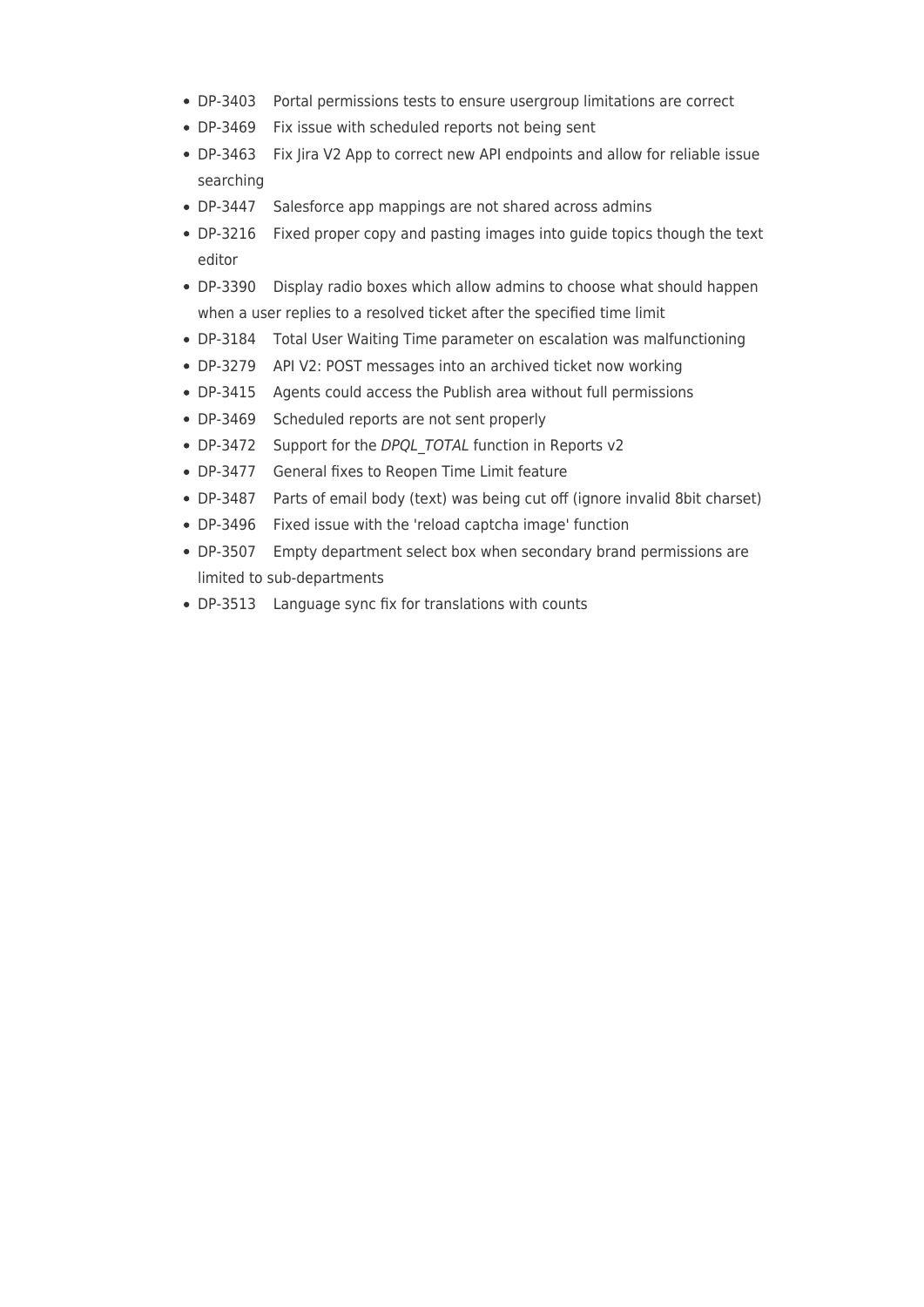- DP-3403 Portal permissions tests to ensure usergroup limitations are correct
- DP-3469 Fix issue with scheduled reports not being sent
- DP-3463 Fix Jira V2 App to correct new API endpoints and allow for reliable issue searching
- DP-3447 Salesforce app mappings are not shared across admins
- DP-3216 Fixed proper copy and pasting images into guide topics though the text editor
- DP-3390 Display radio boxes which allow admins to choose what should happen when a user replies to a resolved ticket after the specified time limit
- DP-3184 Total User Waiting Time parameter on escalation was malfunctioning
- DP-3279 API V2: POST messages into an archived ticket now working
- DP-3415 Agents could access the Publish area without full permissions
- DP-3469 Scheduled reports are not sent properly
- DP-3472 Support for the *DPQL_TOTAL* function in Reports v2
- DP-3477 General fixes to Reopen Time Limit feature
- DP-3487 Parts of email body (text) was being cut off (ignore invalid 8bit charset)
- DP-3496 Fixed issue with the 'reload captcha image' function
- DP-3507 Empty department select box when secondary brand permissions are limited to sub-departments
- DP-3513 Language sync fix for translations with counts